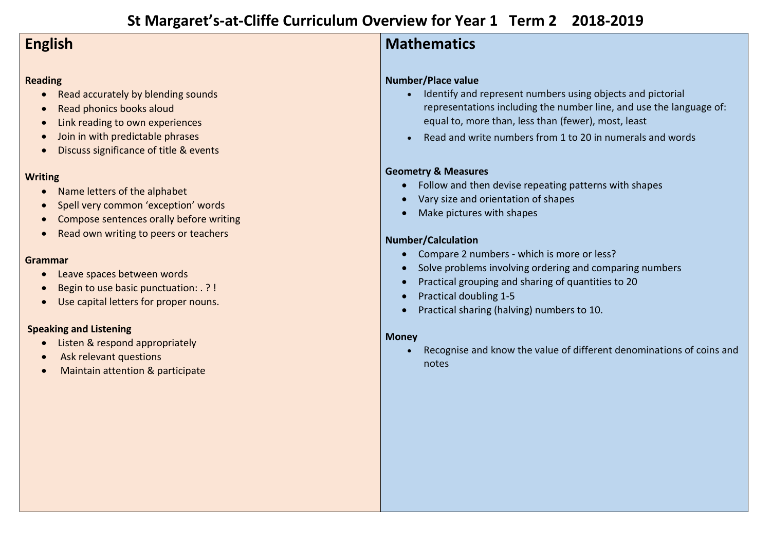# St Margaret's-at-Cliffe Curriculum Overview for Year 1 Term 2 2018-2019

## English

**Reading**

- Read accurately by blending sounds
- Read phonics books aloud
- Link reading to own experiences
- Join in with predictable phrases
- Discuss significance of title & events

**Writing**

- Name letters of the alphabet
- Spell very common 'exception' words
- Compose sentences orally before writing
- Read own writing to peers or teachers

**Grammar**

- Leave spaces between words
- Begin to use basic punctuation: . ? !
- Use capital letters for proper nouns.

**Speaking and Listening**

- Listen & respond appropriately
- Ask relevant questions
- Maintain attention & participate

## Mathematics

**Number/Place value**

- Identify and represent numbers using objects and pictorial representations including the number line, and use the language of: equal to, more than, less than (fewer), most, least
- Read and write numbers from 1 to 20 in numerals and words

**Geometry & Measures**

- Follow and then devise repeating patterns with shapes
- Vary size and orientation of shapes
- Make pictures with shapes

**Number/Calculation**

- Compare 2 numbers - which is more or less?
- Solve problems involving ordering and comparing numbers
- Practical grouping and sharing of quantities to 20
- Practical doubling 1-5
- Practical sharing (halving) numbers to 10.

**Money**

- Recognise and know the value of different denominations of coins and notes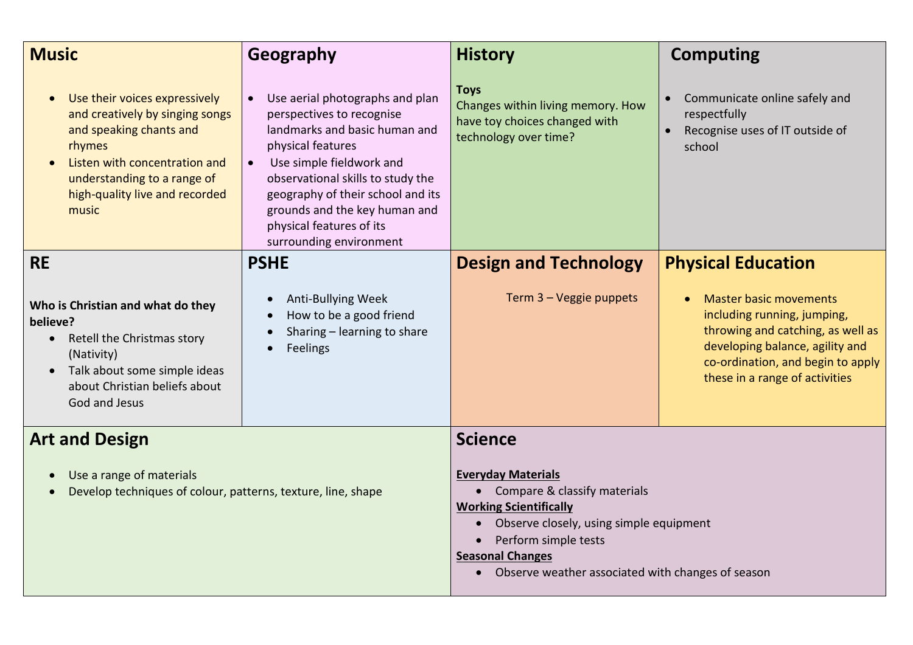## Music

- Use their voices expressively and creatively by singing songs and speaking chants and rhymes
- Listen with concentration and understanding to a range of high-quality live and recorded music

## Geography

- Use aerial photographs and plan perspectives to recognise landmarks and basic human and physical features
- Use simple fieldwork and observational skills to study the geography of their school and its grounds and the key human and physical features of its surrounding environment

## History

**Toys**

Changes within living memory. How have toy choices changed with technology over time?

## Computing

- Communicate online safely and respectfully
- Recognise uses of IT outside of school

## RE

**Who is Christian and what do they believe?**

- Retell the Christmas story (Nativity)
- Talk about some simple ideas about Christian beliefs about God and Jesus

## PSHE

- Anti-Bullying Week
- How to be a good friend
- Sharing – learning to share
- Feelings

## Design and Technology

Term 3 – Veggie puppets

## Physical Education

- Master basic movements including running, jumping, throwing and catching, as well as developing balance, agility and co-ordination, and begin to apply these in a range of activities

## Art and Design

- Use a range of materials
- Develop techniques of colour, patterns, texture, line, shape

## Science

**Everyday Materials**

- Compare & classify materials

**Working Scientifically**

- Observe closely, using simple equipment
- Perform simple tests

**Seasonal Changes**

- Observe weather associated with changes of season